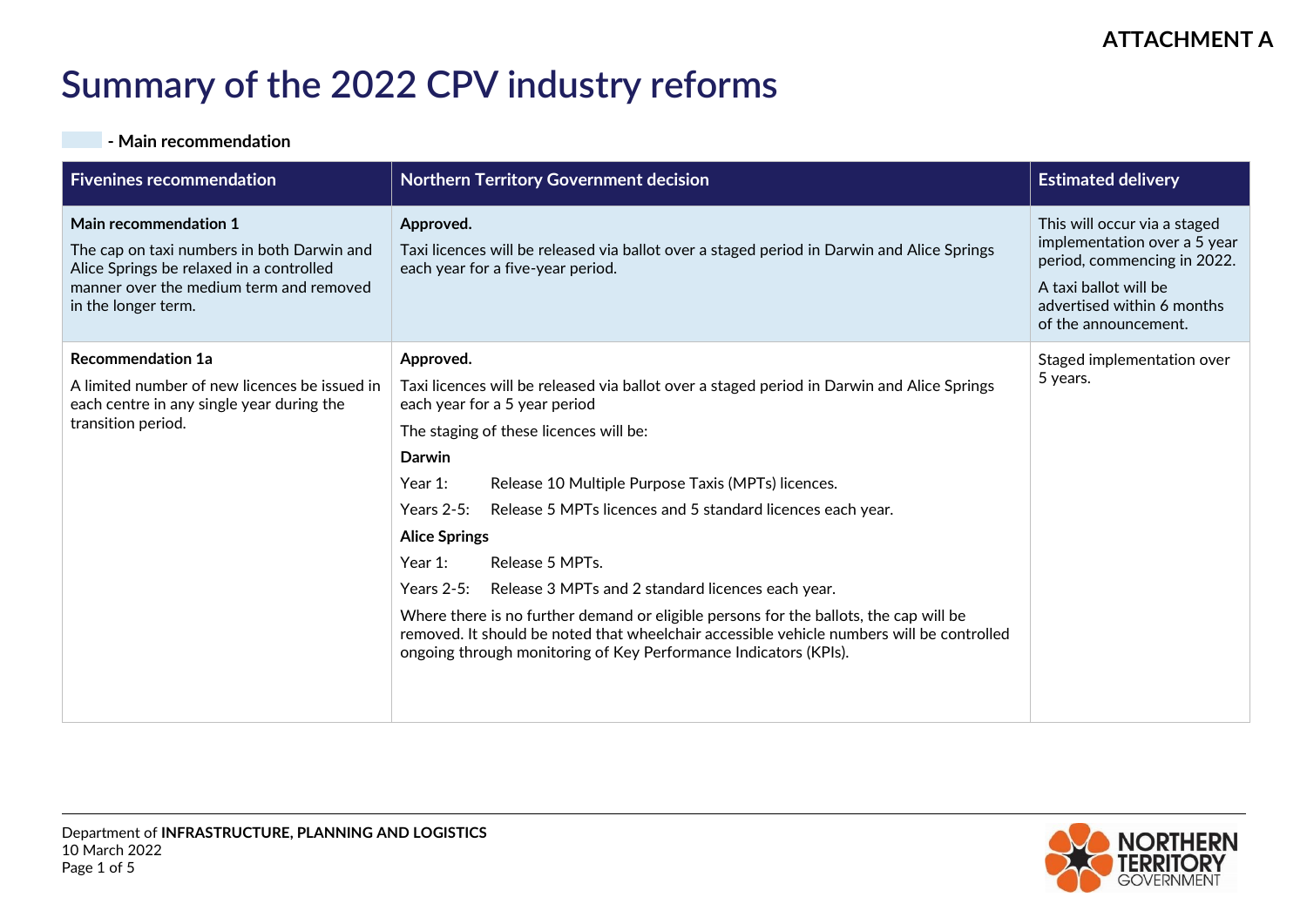**ATTACHMENT A**

# Summary of the 2022 CPV industry reforms

**- Main recommendation**

| Fivenines recommendation | Northern Territory Government decision | Estimated delivery |
|---|---|---|
| **Main recommendation 1**<br>The cap on taxi numbers in both Darwin and Alice Springs be relaxed in a controlled manner over the medium term and removed in the longer term. | **Approved.**<br>Taxi licences will be released via ballot over a staged period in Darwin and Alice Springs each year for a five-year period. | This will occur via a staged implementation over a 5 year period, commencing in 2022.<br>A taxi ballot will be advertised within 6 months of the announcement. |
| **Recommendation 1a**<br>A limited number of new licences be issued in each centre in any single year during the transition period. | **Approved.**<br>Taxi licences will be released via ballot over a staged period in Darwin and Alice Springs each year for a 5 year period<br>The staging of these licences will be:<br>**Darwin**<br>Year 1: Release 10 Multiple Purpose Taxis (MPTs) licences.<br>Years 2-5: Release 5 MPTs licences and 5 standard licences each year.<br>**Alice Springs**<br>Year 1: Release 5 MPTs.<br>Years 2-5: Release 3 MPTs and 2 standard licences each year.<br>Where there is no further demand or eligible persons for the ballots, the cap will be removed. It should be noted that wheelchair accessible vehicle numbers will be controlled ongoing through monitoring of Key Performance Indicators (KPIs). | Staged implementation over 5 years. |

Department of **INFRASTRUCTURE, PLANNING AND LOGISTICS**
10 March 2022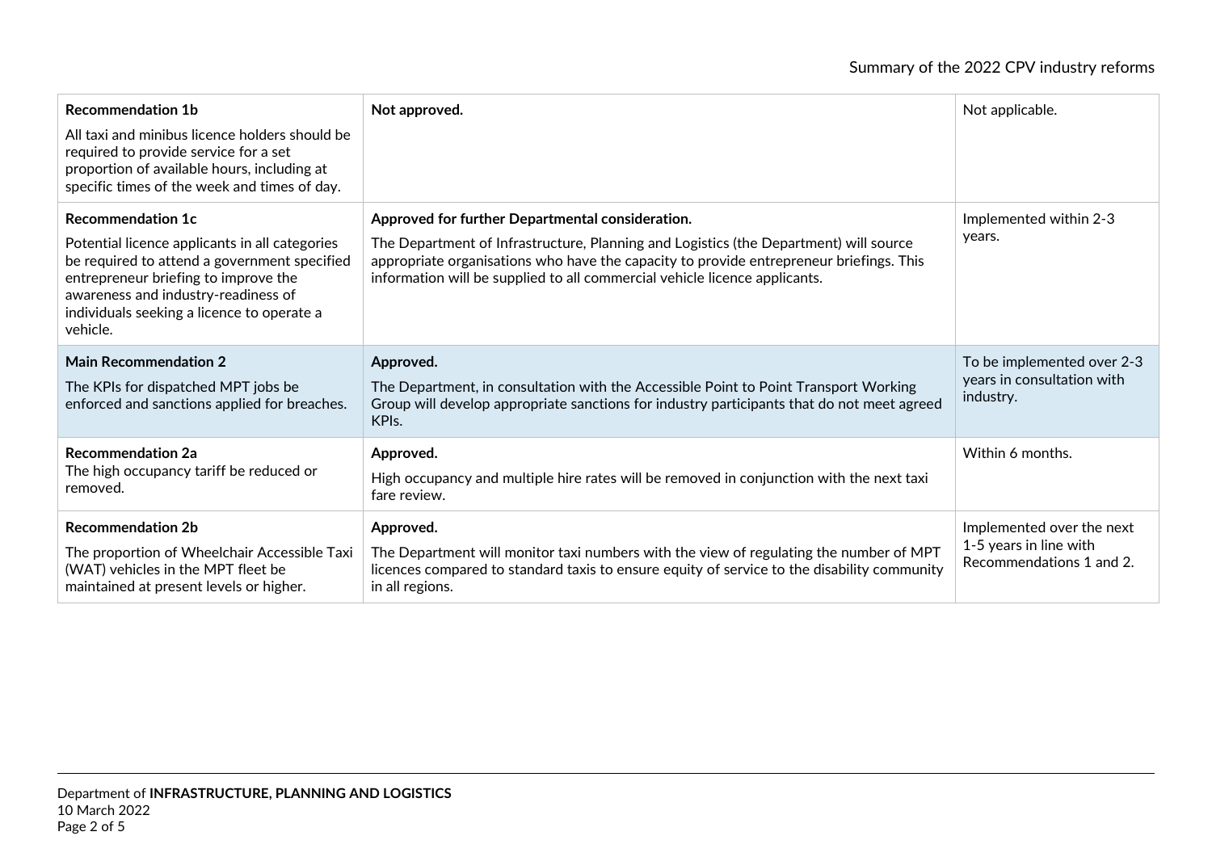| Recommendation | Response | Timeframe |
|---|---|---|
| **Recommendation 1b**<br>All taxi and minibus licence holders should be required to provide service for a set proportion of available hours, including at specific times of the week and times of day. | **Not approved.** | Not applicable. |
| **Recommendation 1c**<br>Potential licence applicants in all categories be required to attend a government specified entrepreneur briefing to improve the awareness and industry-readiness of individuals seeking a licence to operate a vehicle. | **Approved for further Departmental consideration.**<br>The Department of Infrastructure, Planning and Logistics (the Department) will source appropriate organisations who have the capacity to provide entrepreneur briefings. This information will be supplied to all commercial vehicle licence applicants. | Implemented within 2-3 years. |
| **Main Recommendation 2**<br>The KPIs for dispatched MPT jobs be enforced and sanctions applied for breaches. | **Approved.**<br>The Department, in consultation with the Accessible Point to Point Transport Working Group will develop appropriate sanctions for industry participants that do not meet agreed KPIs. | To be implemented over 2-3 years in consultation with industry. |
| **Recommendation 2a**<br>The high occupancy tariff be reduced or removed. | **Approved.**<br>High occupancy and multiple hire rates will be removed in conjunction with the next taxi fare review. | Within 6 months. |
| **Recommendation 2b**<br>The proportion of Wheelchair Accessible Taxi (WAT) vehicles in the MPT fleet be maintained at present levels or higher. | **Approved.**<br>The Department will monitor taxi numbers with the view of regulating the number of MPT licences compared to standard taxis to ensure equity of service to the disability community in all regions. | Implemented over the next 1-5 years in line with Recommendations 1 and 2. |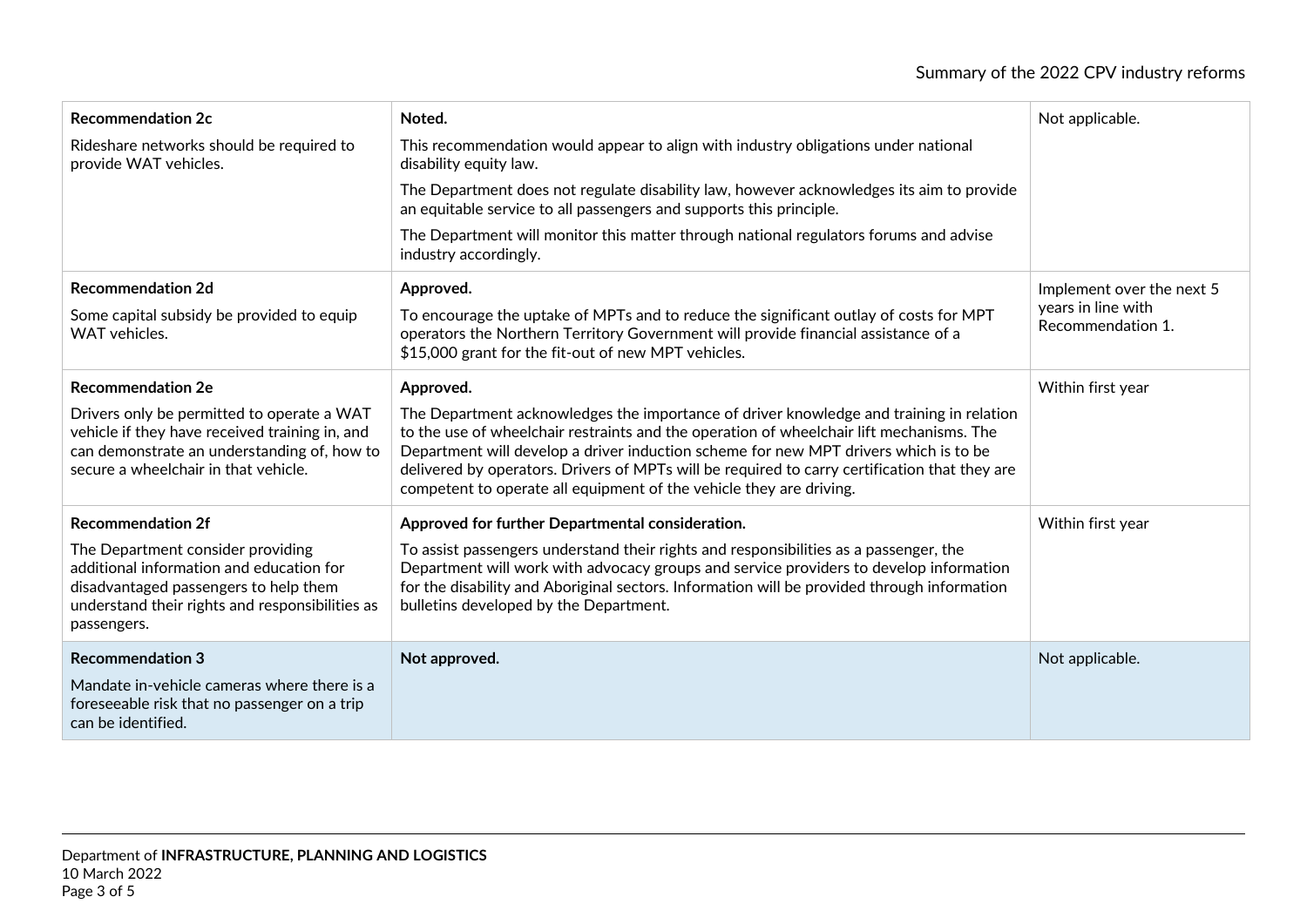| | | |
|---|---|---|
| **Recommendation 2c**<br><br>Rideshare networks should be required to provide WAT vehicles. | **Noted.**<br><br>This recommendation would appear to align with industry obligations under national disability equity law.<br><br>The Department does not regulate disability law, however acknowledges its aim to provide an equitable service to all passengers and supports this principle.<br><br>The Department will monitor this matter through national regulators forums and advise industry accordingly. | Not applicable. |
| **Recommendation 2d**<br><br>Some capital subsidy be provided to equip WAT vehicles. | **Approved.**<br><br>To encourage the uptake of MPTs and to reduce the significant outlay of costs for MPT operators the Northern Territory Government will provide financial assistance of a $15,000 grant for the fit-out of new MPT vehicles. | Implement over the next 5 years in line with Recommendation 1. |
| **Recommendation 2e**<br><br>Drivers only be permitted to operate a WAT vehicle if they have received training in, and can demonstrate an understanding of, how to secure a wheelchair in that vehicle. | **Approved.**<br><br>The Department acknowledges the importance of driver knowledge and training in relation to the use of wheelchair restraints and the operation of wheelchair lift mechanisms. The Department will develop a driver induction scheme for new MPT drivers which is to be delivered by operators. Drivers of MPTs will be required to carry certification that they are competent to operate all equipment of the vehicle they are driving. | Within first year |
| **Recommendation 2f**<br><br>The Department consider providing additional information and education for disadvantaged passengers to help them understand their rights and responsibilities as passengers. | **Approved for further Departmental consideration.**<br><br>To assist passengers understand their rights and responsibilities as a passenger, the Department will work with advocacy groups and service providers to develop information for the disability and Aboriginal sectors. Information will be provided through information bulletins developed by the Department. | Within first year |
| **Recommendation 3**<br><br>Mandate in-vehicle cameras where there is a foreseeable risk that no passenger on a trip can be identified. | **Not approved.** | Not applicable. |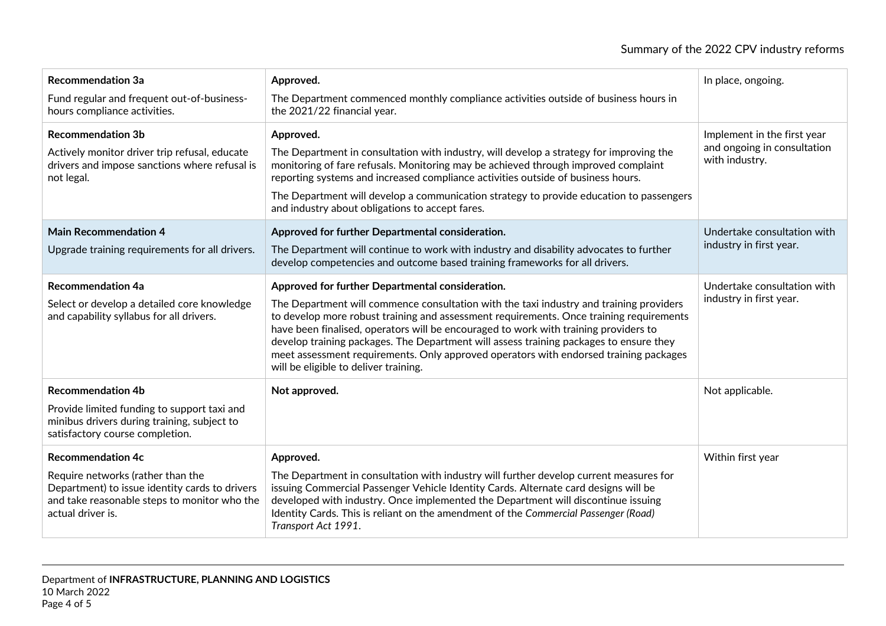| | | |
|---|---|---|
| **Recommendation 3a**<br><br>Fund regular and frequent out-of-business-hours compliance activities. | **Approved.**<br><br>The Department commenced monthly compliance activities outside of business hours in the 2021/22 financial year. | In place, ongoing. |
| **Recommendation 3b**<br><br>Actively monitor driver trip refusal, educate drivers and impose sanctions where refusal is not legal. | **Approved.**<br><br>The Department in consultation with industry, will develop a strategy for improving the monitoring of fare refusals. Monitoring may be achieved through improved complaint reporting systems and increased compliance activities outside of business hours.<br><br>The Department will develop a communication strategy to provide education to passengers and industry about obligations to accept fares. | Implement in the first year and ongoing in consultation with industry. |
| **Main Recommendation 4**<br><br>Upgrade training requirements for all drivers. | **Approved for further Departmental consideration.**<br><br>The Department will continue to work with industry and disability advocates to further develop competencies and outcome based training frameworks for all drivers. | Undertake consultation with industry in first year. |
| **Recommendation 4a**<br><br>Select or develop a detailed core knowledge and capability syllabus for all drivers. | **Approved for further Departmental consideration.**<br><br>The Department will commence consultation with the taxi industry and training providers to develop more robust training and assessment requirements. Once training requirements have been finalised, operators will be encouraged to work with training providers to develop training packages. The Department will assess training packages to ensure they meet assessment requirements. Only approved operators with endorsed training packages will be eligible to deliver training. | Undertake consultation with industry in first year. |
| **Recommendation 4b**<br><br>Provide limited funding to support taxi and minibus drivers during training, subject to satisfactory course completion. | **Not approved.** | Not applicable. |
| **Recommendation 4c**<br><br>Require networks (rather than the Department) to issue identity cards to drivers and take reasonable steps to monitor who the actual driver is. | **Approved.**<br><br>The Department in consultation with industry will further develop current measures for issuing Commercial Passenger Vehicle Identity Cards. Alternate card designs will be developed with industry. Once implemented the Department will discontinue issuing Identity Cards. This is reliant on the amendment of the *Commercial Passenger (Road) Transport Act 1991*. | Within first year |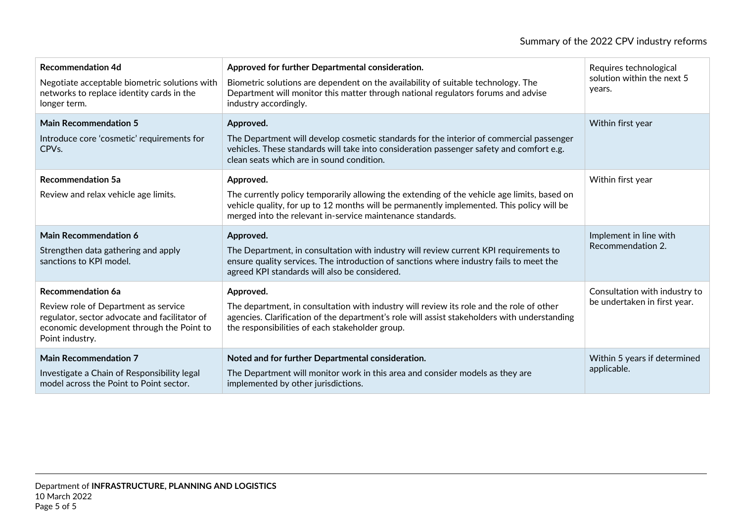| | | |
|---|---|---|
| **Recommendation 4d**<br><br>Negotiate acceptable biometric solutions with networks to replace identity cards in the longer term. | **Approved for further Departmental consideration.**<br><br>Biometric solutions are dependent on the availability of suitable technology. The Department will monitor this matter through national regulators forums and advise industry accordingly. | Requires technological solution within the next 5 years. |
| **Main Recommendation 5**<br><br>Introduce core 'cosmetic' requirements for CPVs. | **Approved.**<br><br>The Department will develop cosmetic standards for the interior of commercial passenger vehicles. These standards will take into consideration passenger safety and comfort e.g. clean seats which are in sound condition. | Within first year |
| **Recommendation 5a**<br><br>Review and relax vehicle age limits. | **Approved.**<br><br>The currently policy temporarily allowing the extending of the vehicle age limits, based on vehicle quality, for up to 12 months will be permanently implemented. This policy will be merged into the relevant in-service maintenance standards. | Within first year |
| **Main Recommendation 6**<br><br>Strengthen data gathering and apply sanctions to KPI model. | **Approved.**<br><br>The Department, in consultation with industry will review current KPI requirements to ensure quality services. The introduction of sanctions where industry fails to meet the agreed KPI standards will also be considered. | Implement in line with Recommendation 2. |
| **Recommendation 6a**<br><br>Review role of Department as service regulator, sector advocate and facilitator of economic development through the Point to Point industry. | **Approved.**<br><br>The department, in consultation with industry will review its role and the role of other agencies. Clarification of the department's role will assist stakeholders with understanding the responsibilities of each stakeholder group. | Consultation with industry to be undertaken in first year. |
| **Main Recommendation 7**<br><br>Investigate a Chain of Responsibility legal model across the Point to Point sector. | **Noted and for further Departmental consideration.**<br><br>The Department will monitor work in this area and consider models as they are implemented by other jurisdictions. | Within 5 years if determined applicable. |